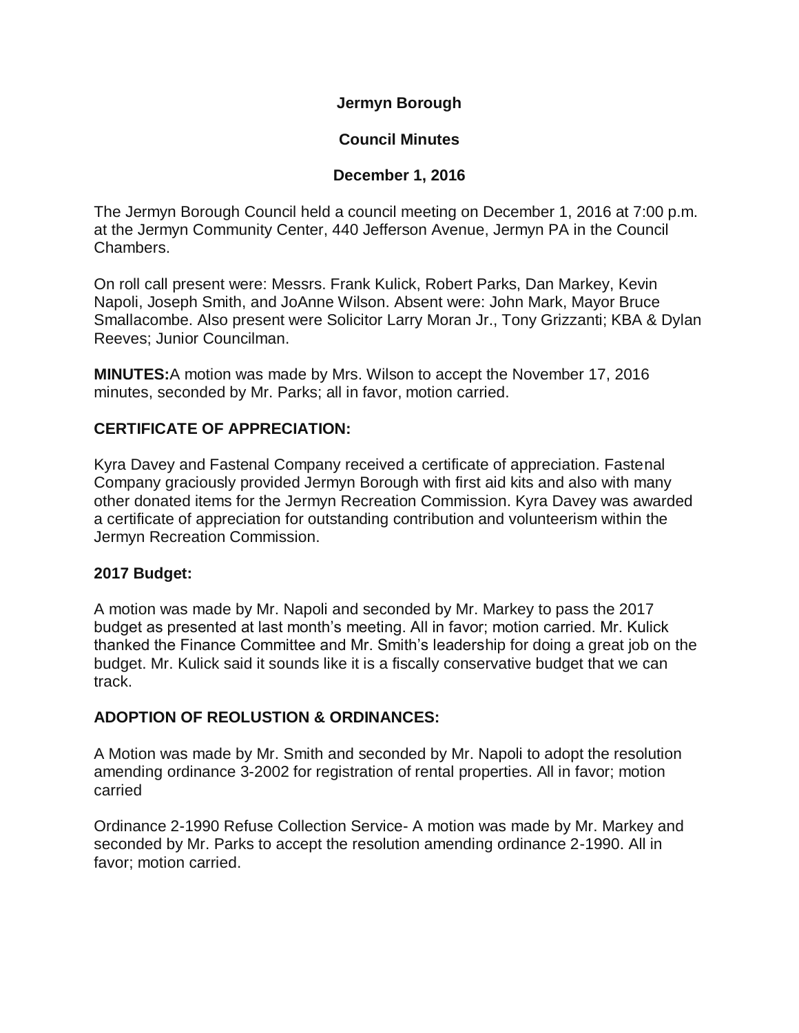**Jermyn Borough**

**Council Minutes**

**December 1, 2016**

The Jermyn Borough Council held a council meeting on December 1, 2016 at 7:00 p.m. at the Jermyn Community Center, 440 Jefferson Avenue, Jermyn PA in the Council Chambers.

On roll call present were: Messrs. Frank Kulick, Robert Parks, Dan Markey, Kevin Napoli, Joseph Smith, and JoAnne Wilson. Absent were: John Mark, Mayor Bruce Smallacombe. Also present were Solicitor Larry Moran Jr., Tony Grizzanti; KBA & Dylan Reeves; Junior Councilman.

**MINUTES:**A motion was made by Mrs. Wilson to accept the November 17, 2016 minutes, seconded by Mr. Parks; all in favor, motion carried.

**CERTIFICATE OF APPRECIATION:**

Kyra Davey and Fastenal Company received a certificate of appreciation. Fastenal Company graciously provided Jermyn Borough with first aid kits and also with many other donated items for the Jermyn Recreation Commission. Kyra Davey was awarded a certificate of appreciation for outstanding contribution and volunteerism within the Jermyn Recreation Commission.

**2017 Budget:**

A motion was made by Mr. Napoli and seconded by Mr. Markey to pass the 2017 budget as presented at last month's meeting. All in favor; motion carried. Mr. Kulick thanked the Finance Committee and Mr. Smith's leadership for doing a great job on the budget. Mr. Kulick said it sounds like it is a fiscally conservative budget that we can track.

**ADOPTION OF REOLUSTION & ORDINANCES:**

A Motion was made by Mr. Smith and seconded by Mr. Napoli to adopt the resolution amending ordinance 3-2002 for registration of rental properties. All in favor; motion carried

Ordinance 2-1990 Refuse Collection Service- A motion was made by Mr. Markey and seconded by Mr. Parks to accept the resolution amending ordinance 2-1990. All in favor; motion carried.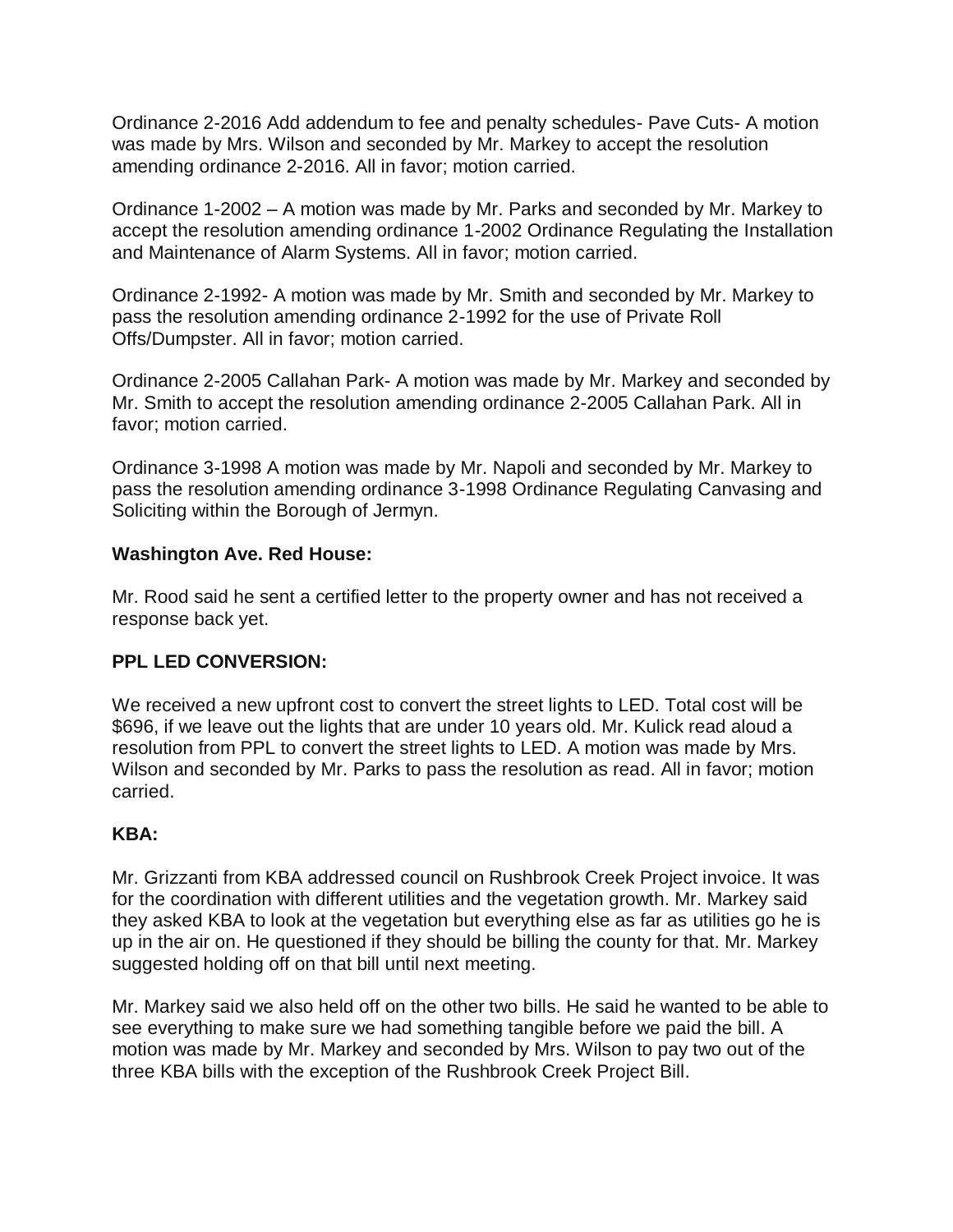Ordinance 2-2016 Add addendum to fee and penalty schedules- Pave Cuts- A motion was made by Mrs. Wilson and seconded by Mr. Markey to accept the resolution amending ordinance 2-2016. All in favor; motion carried.

Ordinance 1-2002 – A motion was made by Mr. Parks and seconded by Mr. Markey to accept the resolution amending ordinance 1-2002 Ordinance Regulating the Installation and Maintenance of Alarm Systems. All in favor; motion carried.

Ordinance 2-1992- A motion was made by Mr. Smith and seconded by Mr. Markey to pass the resolution amending ordinance 2-1992 for the use of Private Roll Offs/Dumpster. All in favor; motion carried.

Ordinance 2-2005 Callahan Park- A motion was made by Mr. Markey and seconded by Mr. Smith to accept the resolution amending ordinance 2-2005 Callahan Park. All in favor; motion carried.

Ordinance 3-1998 A motion was made by Mr. Napoli and seconded by Mr. Markey to pass the resolution amending ordinance 3-1998 Ordinance Regulating Canvasing and Soliciting within the Borough of Jermyn.

**Washington Ave. Red House:**

Mr. Rood said he sent a certified letter to the property owner and has not received a response back yet.

**PPL LED CONVERSION:**

We received a new upfront cost to convert the street lights to LED. Total cost will be $696, if we leave out the lights that are under 10 years old. Mr. Kulick read aloud a resolution from PPL to convert the street lights to LED. A motion was made by Mrs. Wilson and seconded by Mr. Parks to pass the resolution as read. All in favor; motion carried.

**KBA:**

Mr. Grizzanti from KBA addressed council on Rushbrook Creek Project invoice. It was for the coordination with different utilities and the vegetation growth. Mr. Markey said they asked KBA to look at the vegetation but everything else as far as utilities go he is up in the air on. He questioned if they should be billing the county for that. Mr. Markey suggested holding off on that bill until next meeting.

Mr. Markey said we also held off on the other two bills. He said he wanted to be able to see everything to make sure we had something tangible before we paid the bill. A motion was made by Mr. Markey and seconded by Mrs. Wilson to pay two out of the three KBA bills with the exception of the Rushbrook Creek Project Bill.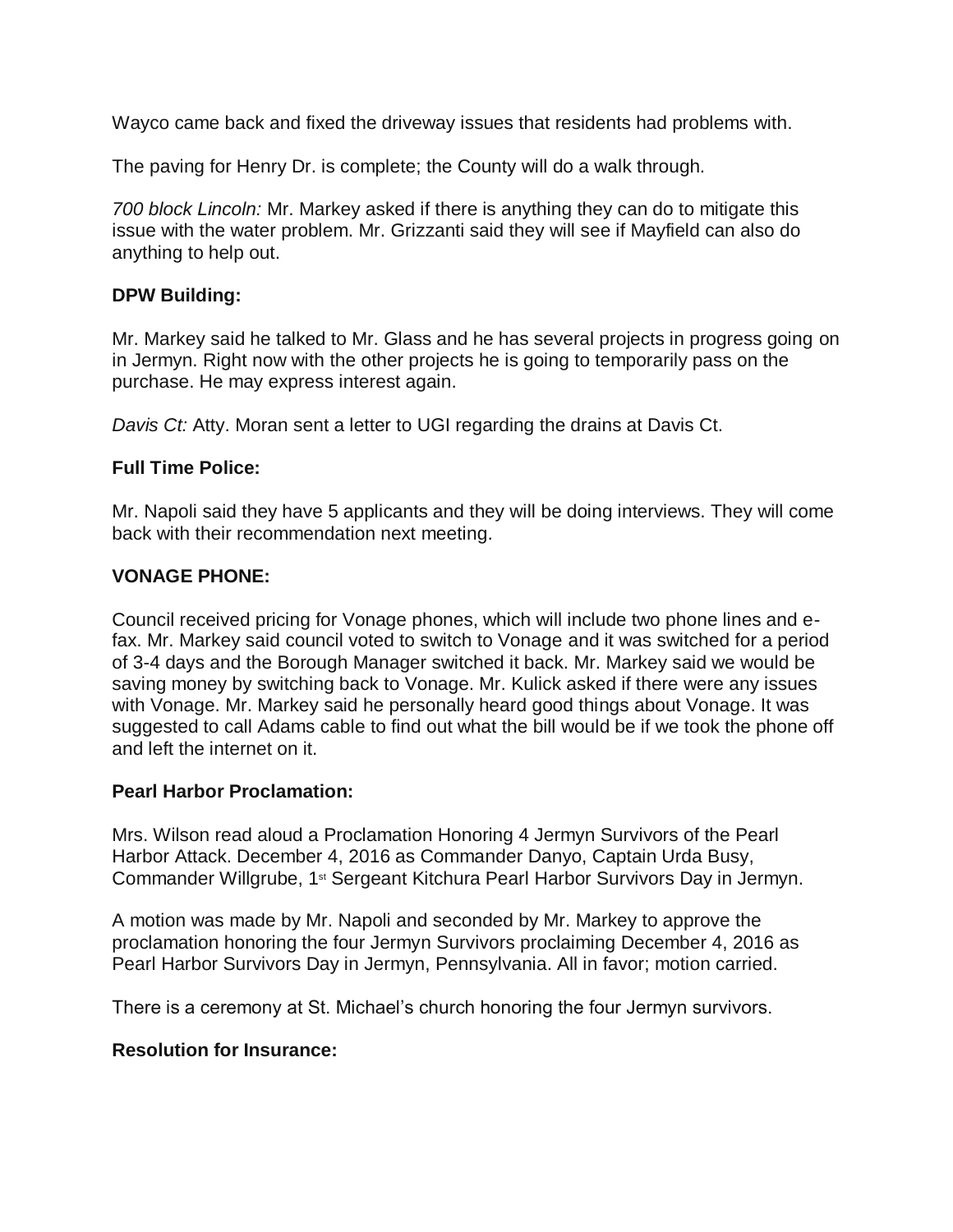Wayco came back and fixed the driveway issues that residents had problems with.

The paving for Henry Dr. is complete; the County will do a walk through.

*700 block Lincoln:* Mr. Markey asked if there is anything they can do to mitigate this issue with the water problem. Mr. Grizzanti said they will see if Mayfield can also do anything to help out.

**DPW Building:**

Mr. Markey said he talked to Mr. Glass and he has several projects in progress going on in Jermyn. Right now with the other projects he is going to temporarily pass on the purchase. He may express interest again.

*Davis Ct:* Atty. Moran sent a letter to UGI regarding the drains at Davis Ct.

**Full Time Police:**

Mr. Napoli said they have 5 applicants and they will be doing interviews. They will come back with their recommendation next meeting.

**VONAGE PHONE:**

Council received pricing for Vonage phones, which will include two phone lines and e-fax. Mr. Markey said council voted to switch to Vonage and it was switched for a period of 3-4 days and the Borough Manager switched it back. Mr. Markey said we would be saving money by switching back to Vonage. Mr. Kulick asked if there were any issues with Vonage. Mr. Markey said he personally heard good things about Vonage. It was suggested to call Adams cable to find out what the bill would be if we took the phone off and left the internet on it.

**Pearl Harbor Proclamation:**

Mrs. Wilson read aloud a Proclamation Honoring 4 Jermyn Survivors of the Pearl Harbor Attack. December 4, 2016 as Commander Danyo, Captain Urda Busy, Commander Willgrube, 1st Sergeant Kitchura Pearl Harbor Survivors Day in Jermyn.

A motion was made by Mr. Napoli and seconded by Mr. Markey to approve the proclamation honoring the four Jermyn Survivors proclaiming December 4, 2016 as Pearl Harbor Survivors Day in Jermyn, Pennsylvania. All in favor; motion carried.

There is a ceremony at St. Michael's church honoring the four Jermyn survivors.

**Resolution for Insurance:**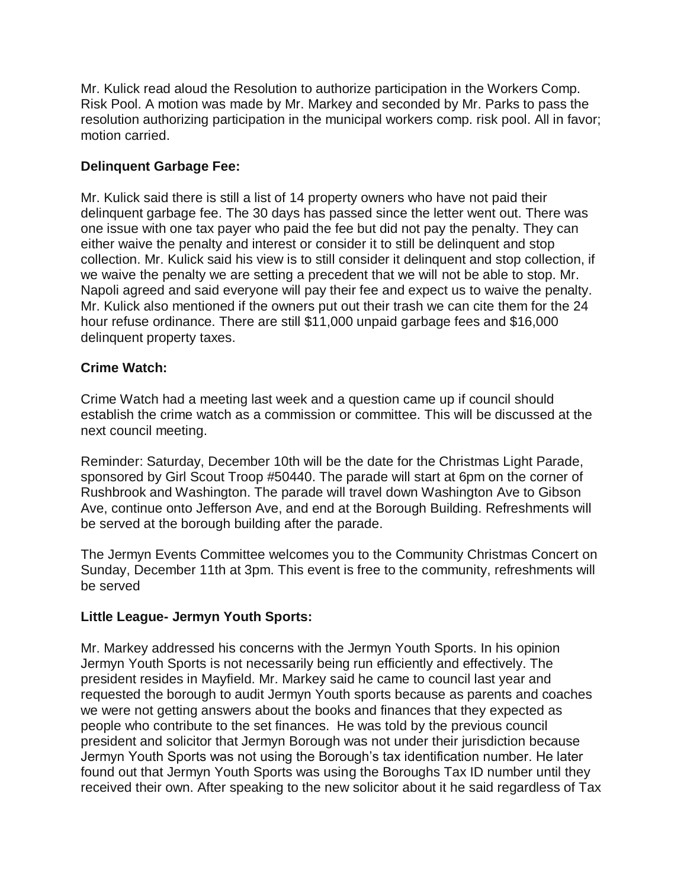Mr. Kulick read aloud the Resolution to authorize participation in the Workers Comp. Risk Pool. A motion was made by Mr. Markey and seconded by Mr. Parks to pass the resolution authorizing participation in the municipal workers comp. risk pool. All in favor; motion carried.

**Delinquent Garbage Fee:**

Mr. Kulick said there is still a list of 14 property owners who have not paid their delinquent garbage fee. The 30 days has passed since the letter went out. There was one issue with one tax payer who paid the fee but did not pay the penalty. They can either waive the penalty and interest or consider it to still be delinquent and stop collection. Mr. Kulick said his view is to still consider it delinquent and stop collection, if we waive the penalty we are setting a precedent that we will not be able to stop. Mr. Napoli agreed and said everyone will pay their fee and expect us to waive the penalty. Mr. Kulick also mentioned if the owners put out their trash we can cite them for the 24 hour refuse ordinance. There are still $11,000 unpaid garbage fees and $16,000 delinquent property taxes.

**Crime Watch:**

Crime Watch had a meeting last week and a question came up if council should establish the crime watch as a commission or committee. This will be discussed at the next council meeting.

Reminder: Saturday, December 10th will be the date for the Christmas Light Parade, sponsored by Girl Scout Troop #50440. The parade will start at 6pm on the corner of Rushbrook and Washington. The parade will travel down Washington Ave to Gibson Ave, continue onto Jefferson Ave, and end at the Borough Building. Refreshments will be served at the borough building after the parade.

The Jermyn Events Committee welcomes you to the Community Christmas Concert on Sunday, December 11th at 3pm. This event is free to the community, refreshments will be served

**Little League- Jermyn Youth Sports:**

Mr. Markey addressed his concerns with the Jermyn Youth Sports. In his opinion Jermyn Youth Sports is not necessarily being run efficiently and effectively. The president resides in Mayfield. Mr. Markey said he came to council last year and requested the borough to audit Jermyn Youth sports because as parents and coaches we were not getting answers about the books and finances that they expected as people who contribute to the set finances. He was told by the previous council president and solicitor that Jermyn Borough was not under their jurisdiction because Jermyn Youth Sports was not using the Borough's tax identification number. He later found out that Jermyn Youth Sports was using the Boroughs Tax ID number until they received their own. After speaking to the new solicitor about it he said regardless of Tax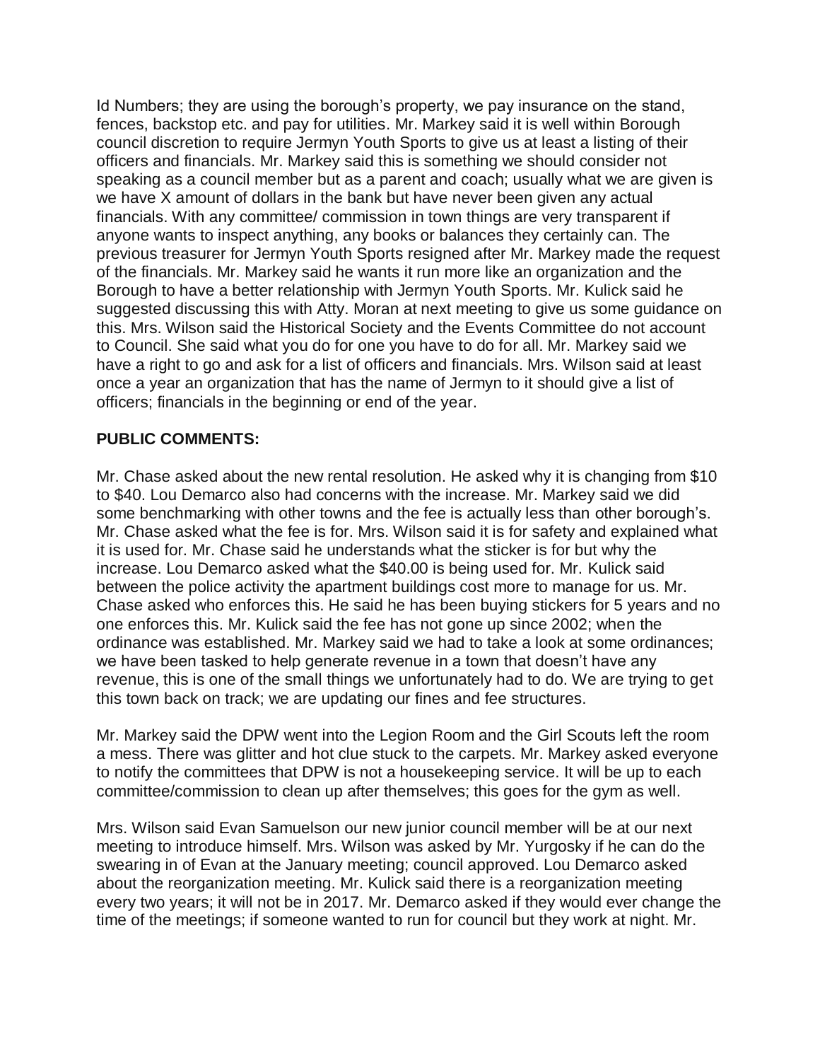Id Numbers; they are using the borough's property, we pay insurance on the stand, fences, backstop etc. and pay for utilities. Mr. Markey said it is well within Borough council discretion to require Jermyn Youth Sports to give us at least a listing of their officers and financials. Mr. Markey said this is something we should consider not speaking as a council member but as a parent and coach; usually what we are given is we have X amount of dollars in the bank but have never been given any actual financials. With any committee/ commission in town things are very transparent if anyone wants to inspect anything, any books or balances they certainly can. The previous treasurer for Jermyn Youth Sports resigned after Mr. Markey made the request of the financials. Mr. Markey said he wants it run more like an organization and the Borough to have a better relationship with Jermyn Youth Sports. Mr. Kulick said he suggested discussing this with Atty. Moran at next meeting to give us some guidance on this. Mrs. Wilson said the Historical Society and the Events Committee do not account to Council. She said what you do for one you have to do for all. Mr. Markey said we have a right to go and ask for a list of officers and financials. Mrs. Wilson said at least once a year an organization that has the name of Jermyn to it should give a list of officers; financials in the beginning or end of the year.

**PUBLIC COMMENTS:**

Mr. Chase asked about the new rental resolution. He asked why it is changing from $10 to $40. Lou Demarco also had concerns with the increase. Mr. Markey said we did some benchmarking with other towns and the fee is actually less than other borough's. Mr. Chase asked what the fee is for. Mrs. Wilson said it is for safety and explained what it is used for. Mr. Chase said he understands what the sticker is for but why the increase. Lou Demarco asked what the $40.00 is being used for. Mr. Kulick said between the police activity the apartment buildings cost more to manage for us. Mr. Chase asked who enforces this. He said he has been buying stickers for 5 years and no one enforces this. Mr. Kulick said the fee has not gone up since 2002; when the ordinance was established. Mr. Markey said we had to take a look at some ordinances; we have been tasked to help generate revenue in a town that doesn't have any revenue, this is one of the small things we unfortunately had to do. We are trying to get this town back on track; we are updating our fines and fee structures.

Mr. Markey said the DPW went into the Legion Room and the Girl Scouts left the room a mess. There was glitter and hot clue stuck to the carpets. Mr. Markey asked everyone to notify the committees that DPW is not a housekeeping service. It will be up to each committee/commission to clean up after themselves; this goes for the gym as well.

Mrs. Wilson said Evan Samuelson our new junior council member will be at our next meeting to introduce himself. Mrs. Wilson was asked by Mr. Yurgosky if he can do the swearing in of Evan at the January meeting; council approved. Lou Demarco asked about the reorganization meeting. Mr. Kulick said there is a reorganization meeting every two years; it will not be in 2017. Mr. Demarco asked if they would ever change the time of the meetings; if someone wanted to run for council but they work at night. Mr.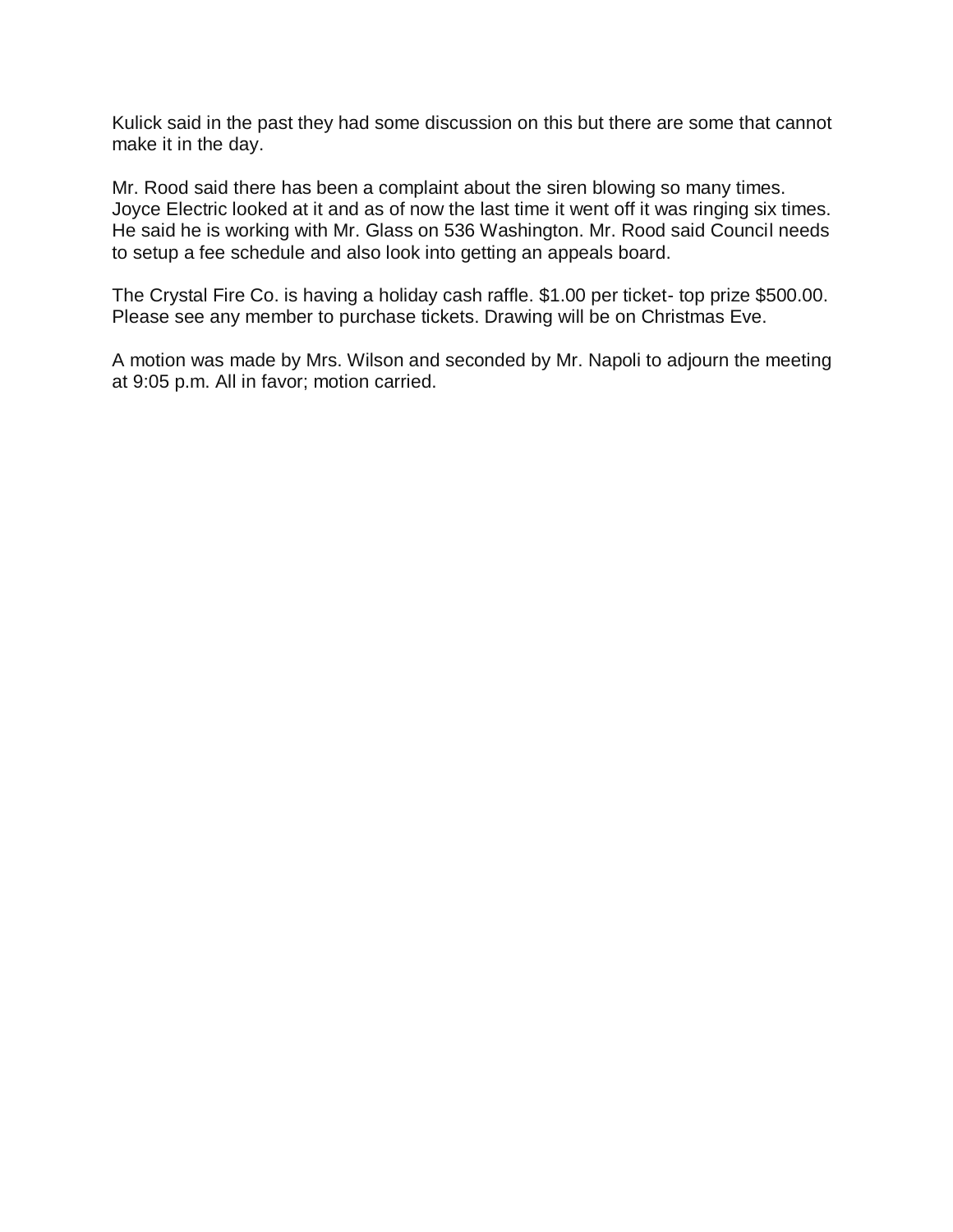Kulick said in the past they had some discussion on this but there are some that cannot make it in the day.

Mr. Rood said there has been a complaint about the siren blowing so many times. Joyce Electric looked at it and as of now the last time it went off it was ringing six times. He said he is working with Mr. Glass on 536 Washington. Mr. Rood said Council needs to setup a fee schedule and also look into getting an appeals board.

The Crystal Fire Co. is having a holiday cash raffle. $1.00 per ticket- top prize $500.00. Please see any member to purchase tickets. Drawing will be on Christmas Eve.

A motion was made by Mrs. Wilson and seconded by Mr. Napoli to adjourn the meeting at 9:05 p.m. All in favor; motion carried.